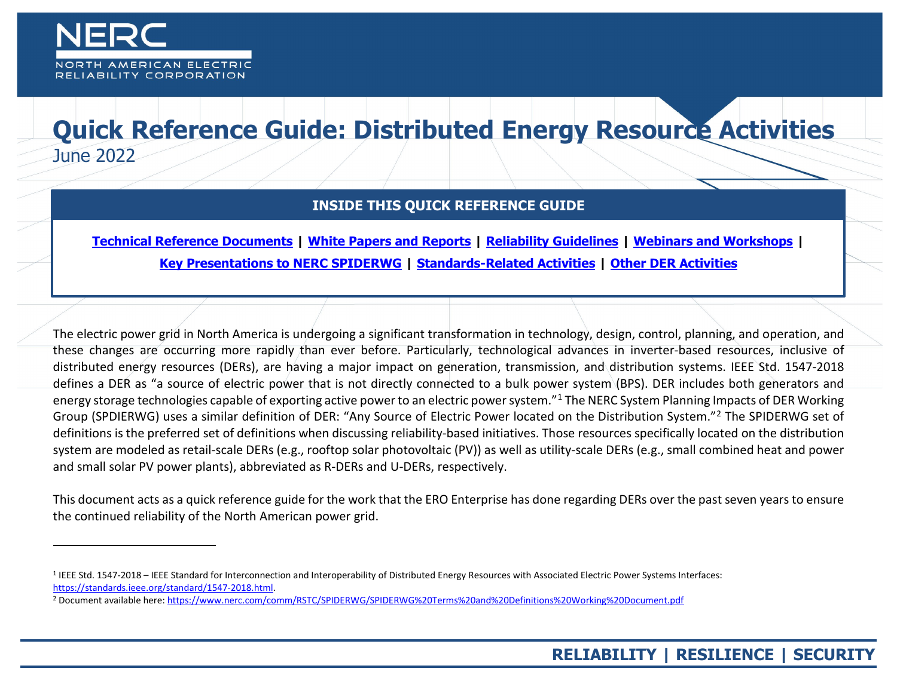NERC

NORTH AMERICAN ELECTRIC RELIABILITY CORPORATION

# Quick Reference Guide: Distributed Energy Resource Activities

June 2022

## INSIDE THIS QUICK REFERENCE GUIDE

**Technical Reference Documents** | **White Papers and Reports** | **Reliability Guidelines** | **Webinars and Workshops** | **Key Presentations to NERC SPIDERWG** | **Standards-Related Activities** | **Other DER Activities**

The electric power grid in North America is undergoing a significant transformation in technology, design, control, planning, and operation, and these changes are occurring more rapidly than ever before. Particularly, technological advances in inverter-based resources, inclusive of distributed energy resources (DERs), are having a major impact on generation, transmission, and distribution systems. IEEE Std. 1547-2018 defines a DER as "a source of electric power that is not directly connected to a bulk power system (BPS). DER includes both generators and energy storage technologies capable of exporting active power to an electric power system."[1] The NERC System Planning Impacts of DER Working Group (SPDIERWG) uses a similar definition of DER: "Any Source of Electric Power located on the Distribution System."[2] The SPIDERWG set of definitions is the preferred set of definitions when discussing reliability-based initiatives. Those resources specifically located on the distribution system are modeled as retail-scale DERs (e.g., rooftop solar photovoltaic (PV)) as well as utility-scale DERs (e.g., small combined heat and power and small solar PV power plants), abbreviated as R-DERs and U-DERs, respectively.

This document acts as a quick reference guide for the work that the ERO Enterprise has done regarding DERs over the past seven years to ensure the continued reliability of the North American power grid.

---

[1] IEEE Std. 1547-2018 – IEEE Standard for Interconnection and Interoperability of Distributed Energy Resources with Associated Electric Power Systems Interfaces: https://standards.ieee.org/standard/1547-2018.html.

[2] Document available here: https://www.nerc.com/comm/RSTC/SPIDERWG/SPIDERWG%20Terms%20and%20Definitions%20Working%20Document.pdf

RELIABILITY | RESILIENCE | SECURITY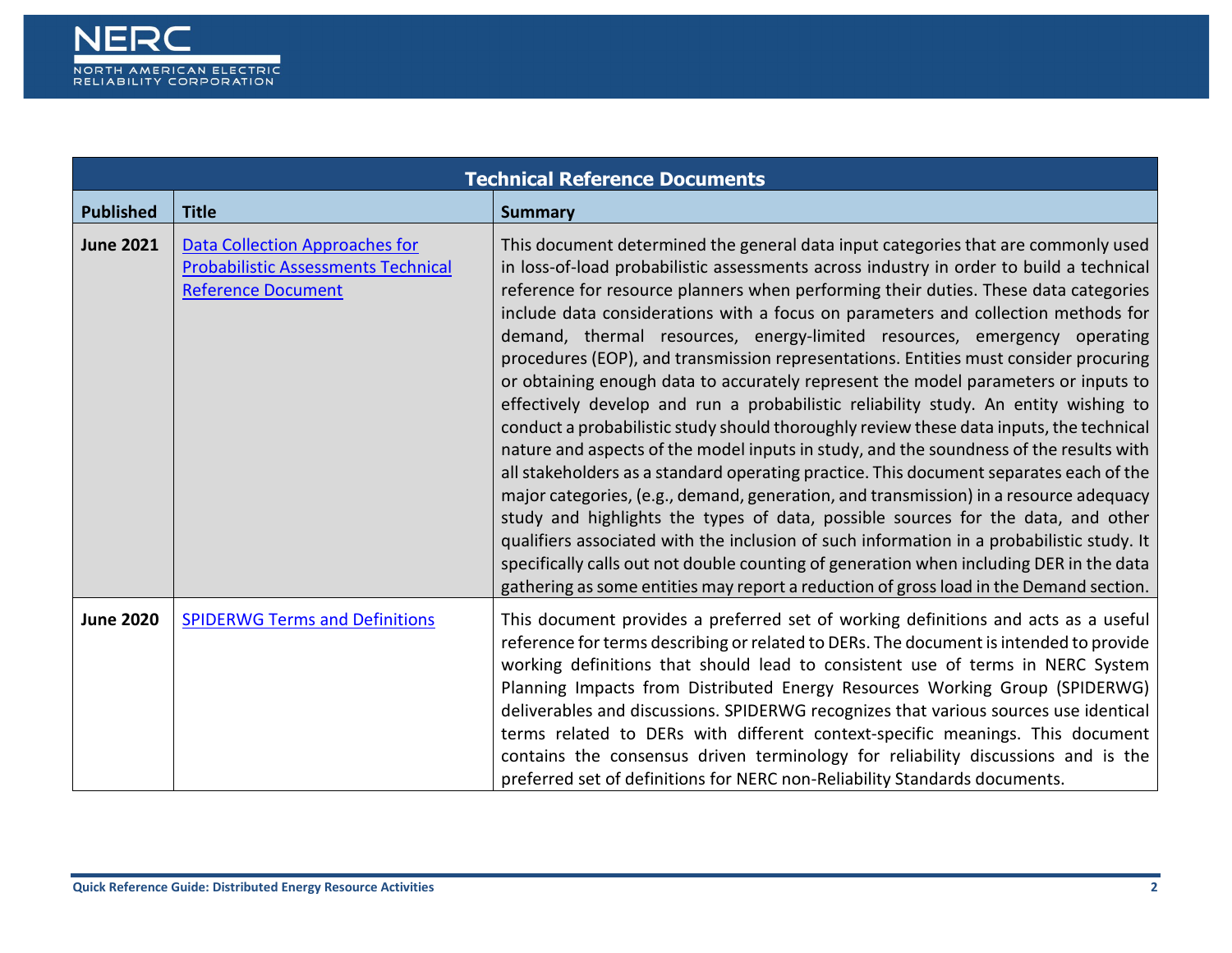| Technical Reference Documents | | |
|---|---|---|
| **Published** | **Title** | **Summary** |
| **June 2021** | Data Collection Approaches for Probabilistic Assessments Technical Reference Document | This document determined the general data input categories that are commonly used in loss-of-load probabilistic assessments across industry in order to build a technical reference for resource planners when performing their duties. These data categories include data considerations with a focus on parameters and collection methods for demand, thermal resources, energy-limited resources, emergency operating procedures (EOP), and transmission representations. Entities must consider procuring or obtaining enough data to accurately represent the model parameters or inputs to effectively develop and run a probabilistic reliability study. An entity wishing to conduct a probabilistic study should thoroughly review these data inputs, the technical nature and aspects of the model inputs in study, and the soundness of the results with all stakeholders as a standard operating practice. This document separates each of the major categories, (e.g., demand, generation, and transmission) in a resource adequacy study and highlights the types of data, possible sources for the data, and other qualifiers associated with the inclusion of such information in a probabilistic study. It specifically calls out not double counting of generation when including DER in the data gathering as some entities may report a reduction of gross load in the Demand section. |
| **June 2020** | SPIDERWG Terms and Definitions | This document provides a preferred set of working definitions and acts as a useful reference for terms describing or related to DERs. The document is intended to provide working definitions that should lead to consistent use of terms in NERC System Planning Impacts from Distributed Energy Resources Working Group (SPIDERWG) deliverables and discussions. SPIDERWG recognizes that various sources use identical terms related to DERs with different context-specific meanings. This document contains the consensus driven terminology for reliability discussions and is the preferred set of definitions for NERC non-Reliability Standards documents. |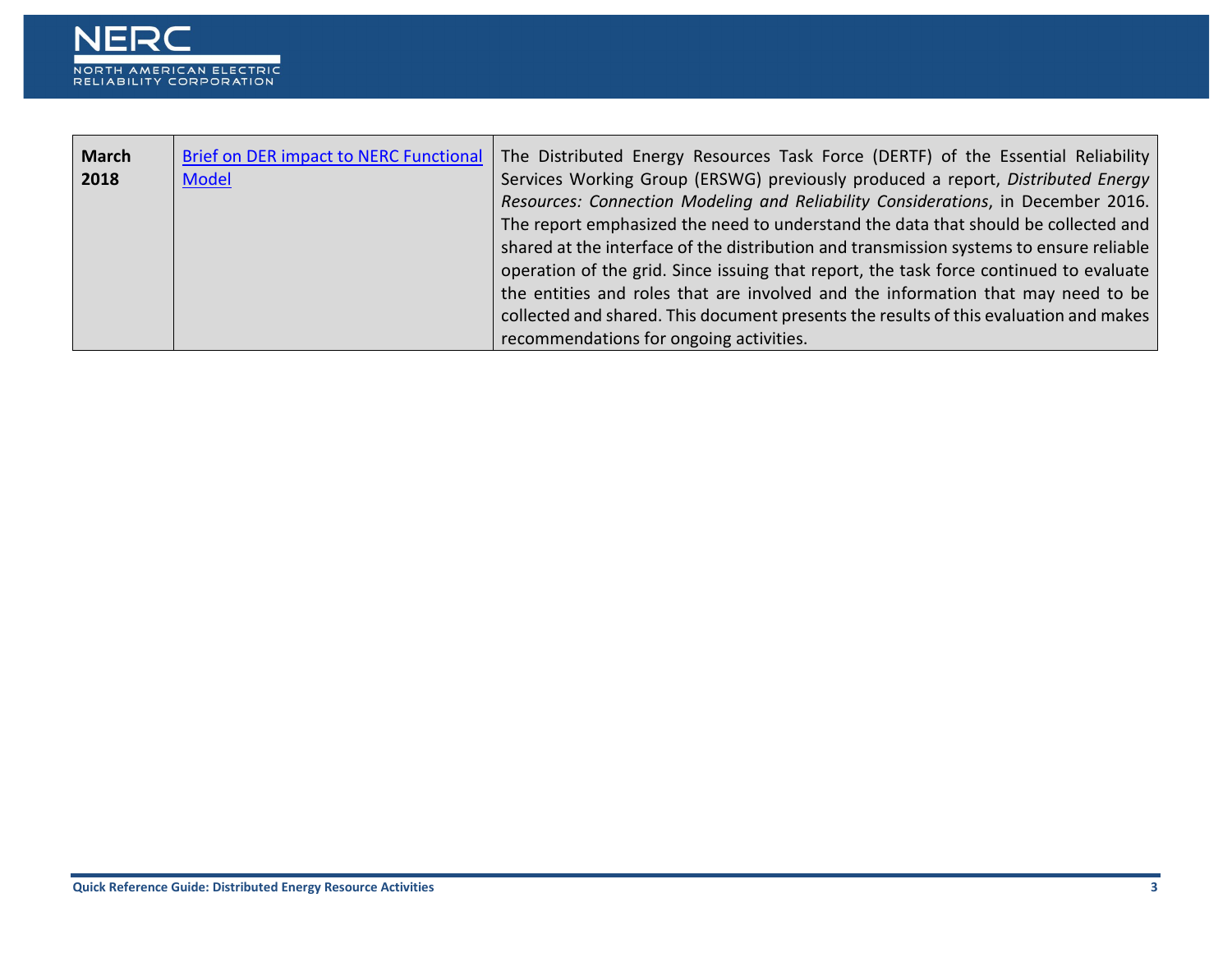| | | |
|---|---|---|
| **March 2018** | Brief on DER impact to NERC Functional Model | The Distributed Energy Resources Task Force (DERTF) of the Essential Reliability Services Working Group (ERSWG) previously produced a report, *Distributed Energy Resources: Connection Modeling and Reliability Considerations*, in December 2016. The report emphasized the need to understand the data that should be collected and shared at the interface of the distribution and transmission systems to ensure reliable operation of the grid. Since issuing that report, the task force continued to evaluate the entities and roles that are involved and the information that may need to be collected and shared. This document presents the results of this evaluation and makes recommendations for ongoing activities. |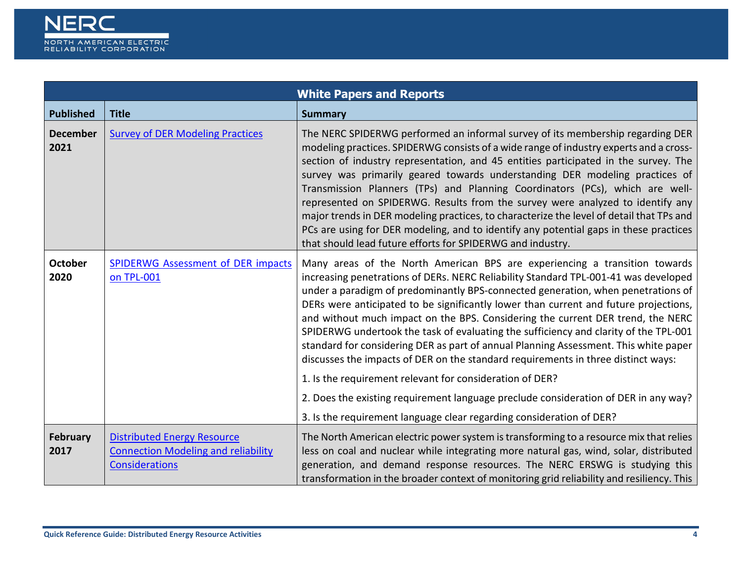| White Papers and Reports | | |
|---|---|---|
| **Published** | **Title** | **Summary** |
| **December 2021** | Survey of DER Modeling Practices | The NERC SPIDERWG performed an informal survey of its membership regarding DER modeling practices. SPIDERWG consists of a wide range of industry experts and a cross-section of industry representation, and 45 entities participated in the survey. The survey was primarily geared towards understanding DER modeling practices of Transmission Planners (TPs) and Planning Coordinators (PCs), which are well-represented on SPIDERWG. Results from the survey were analyzed to identify any major trends in DER modeling practices, to characterize the level of detail that TPs and PCs are using for DER modeling, and to identify any potential gaps in these practices that should lead future efforts for SPIDERWG and industry. |
| **October 2020** | SPIDERWG Assessment of DER impacts on TPL-001 | Many areas of the North American BPS are experiencing a transition towards increasing penetrations of DERs. NERC Reliability Standard TPL-001-41 was developed under a paradigm of predominantly BPS-connected generation, when penetrations of DERs were anticipated to be significantly lower than current and future projections, and without much impact on the BPS. Considering the current DER trend, the NERC SPIDERWG undertook the task of evaluating the sufficiency and clarity of the TPL-001 standard for considering DER as part of annual Planning Assessment. This white paper discusses the impacts of DER on the standard requirements in three distinct ways:<br>1. Is the requirement relevant for consideration of DER?<br>2. Does the existing requirement language preclude consideration of DER in any way?<br>3. Is the requirement language clear regarding consideration of DER? |
| **February 2017** | Distributed Energy Resource Connection Modeling and reliability Considerations | The North American electric power system is transforming to a resource mix that relies less on coal and nuclear while integrating more natural gas, wind, solar, distributed generation, and demand response resources. The NERC ERSWG is studying this transformation in the broader context of monitoring grid reliability and resiliency. This |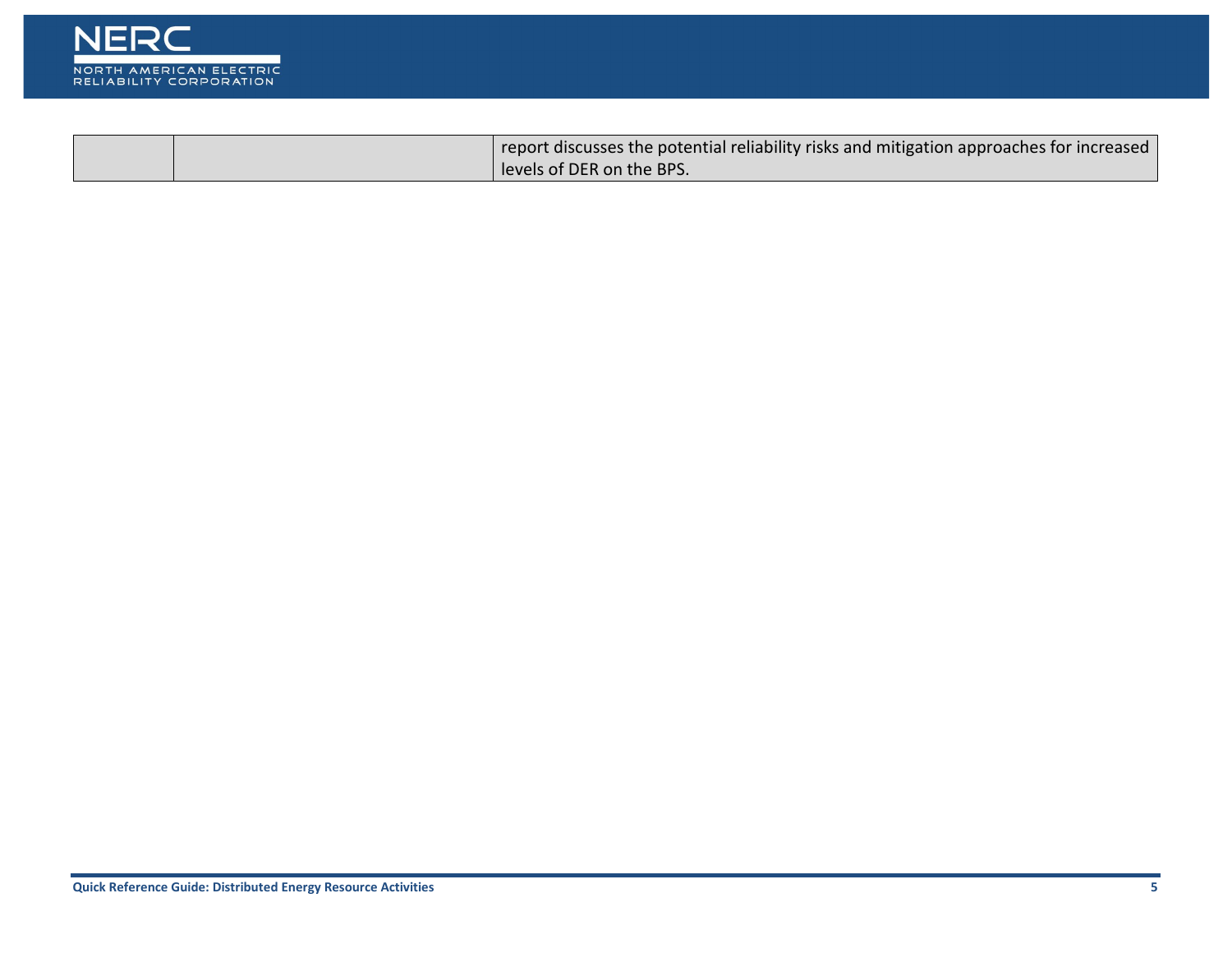| | | |
|---|---|---|
| | | report discusses the potential reliability risks and mitigation approaches for increased levels of DER on the BPS. |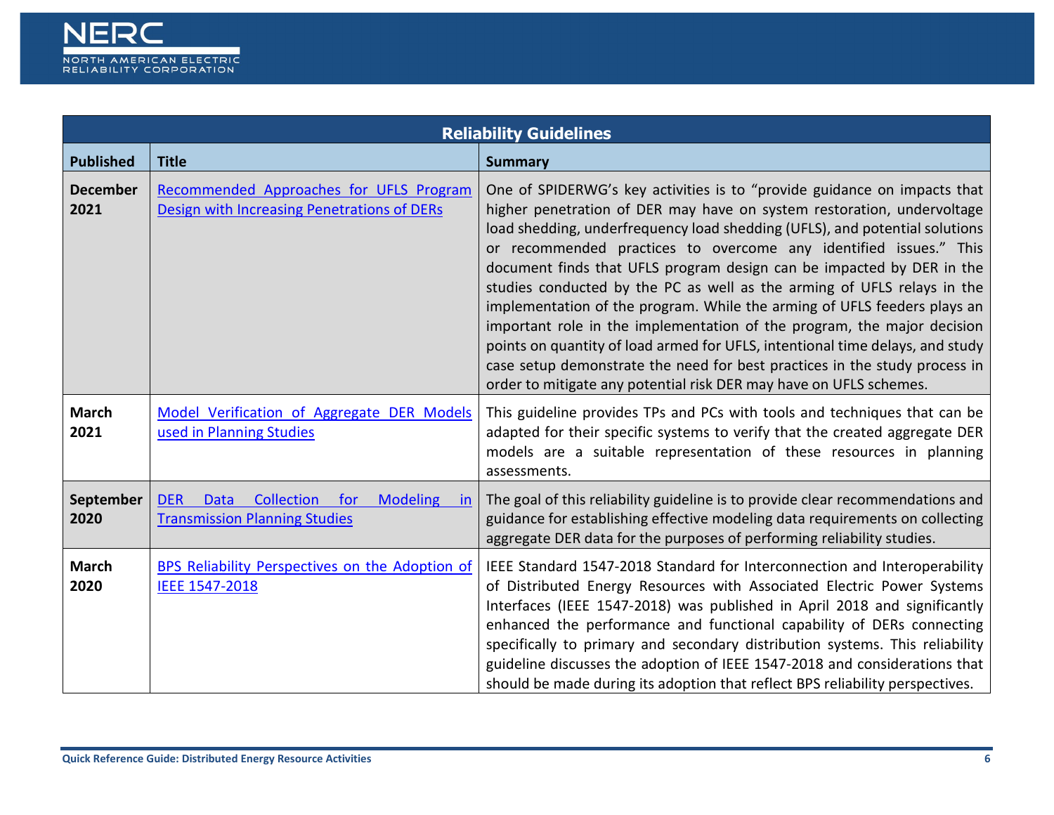| Reliability Guidelines | | |
|---|---|---|
| **Published** | **Title** | **Summary** |
| **December 2021** | Recommended Approaches for UFLS Program Design with Increasing Penetrations of DERs | One of SPIDERWG's key activities is to "provide guidance on impacts that higher penetration of DER may have on system restoration, undervoltage load shedding, underfrequency load shedding (UFLS), and potential solutions or recommended practices to overcome any identified issues." This document finds that UFLS program design can be impacted by DER in the studies conducted by the PC as well as the arming of UFLS relays in the implementation of the program. While the arming of UFLS feeders plays an important role in the implementation of the program, the major decision points on quantity of load armed for UFLS, intentional time delays, and study case setup demonstrate the need for best practices in the study process in order to mitigate any potential risk DER may have on UFLS schemes. |
| **March 2021** | Model Verification of Aggregate DER Models used in Planning Studies | This guideline provides TPs and PCs with tools and techniques that can be adapted for their specific systems to verify that the created aggregate DER models are a suitable representation of these resources in planning assessments. |
| **September 2020** | DER Data Collection for Modeling in Transmission Planning Studies | The goal of this reliability guideline is to provide clear recommendations and guidance for establishing effective modeling data requirements on collecting aggregate DER data for the purposes of performing reliability studies. |
| **March 2020** | BPS Reliability Perspectives on the Adoption of IEEE 1547-2018 | IEEE Standard 1547-2018 Standard for Interconnection and Interoperability of Distributed Energy Resources with Associated Electric Power Systems Interfaces (IEEE 1547-2018) was published in April 2018 and significantly enhanced the performance and functional capability of DERs connecting specifically to primary and secondary distribution systems. This reliability guideline discusses the adoption of IEEE 1547-2018 and considerations that should be made during its adoption that reflect BPS reliability perspectives. |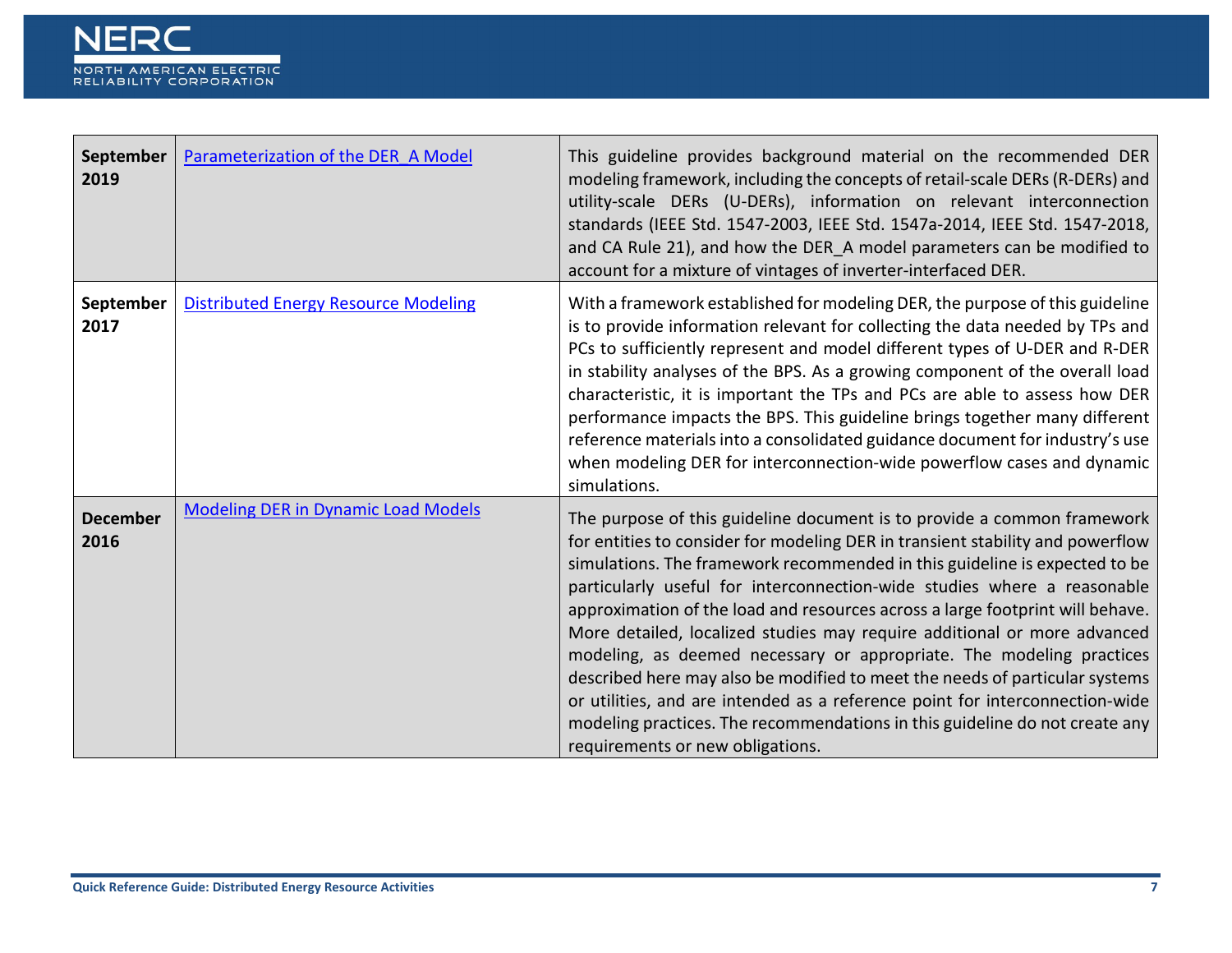| | | |
|---|---|---|
| **September 2019** | Parameterization of the DER_A Model | This guideline provides background material on the recommended DER modeling framework, including the concepts of retail-scale DERs (R-DERs) and utility-scale DERs (U-DERs), information on relevant interconnection standards (IEEE Std. 1547-2003, IEEE Std. 1547a-2014, IEEE Std. 1547-2018, and CA Rule 21), and how the DER_A model parameters can be modified to account for a mixture of vintages of inverter-interfaced DER. |
| **September 2017** | Distributed Energy Resource Modeling | With a framework established for modeling DER, the purpose of this guideline is to provide information relevant for collecting the data needed by TPs and PCs to sufficiently represent and model different types of U-DER and R-DER in stability analyses of the BPS. As a growing component of the overall load characteristic, it is important the TPs and PCs are able to assess how DER performance impacts the BPS. This guideline brings together many different reference materials into a consolidated guidance document for industry's use when modeling DER for interconnection-wide powerflow cases and dynamic simulations. |
| **December 2016** | Modeling DER in Dynamic Load Models | The purpose of this guideline document is to provide a common framework for entities to consider for modeling DER in transient stability and powerflow simulations. The framework recommended in this guideline is expected to be particularly useful for interconnection-wide studies where a reasonable approximation of the load and resources across a large footprint will behave. More detailed, localized studies may require additional or more advanced modeling, as deemed necessary or appropriate. The modeling practices described here may also be modified to meet the needs of particular systems or utilities, and are intended as a reference point for interconnection-wide modeling practices. The recommendations in this guideline do not create any requirements or new obligations. |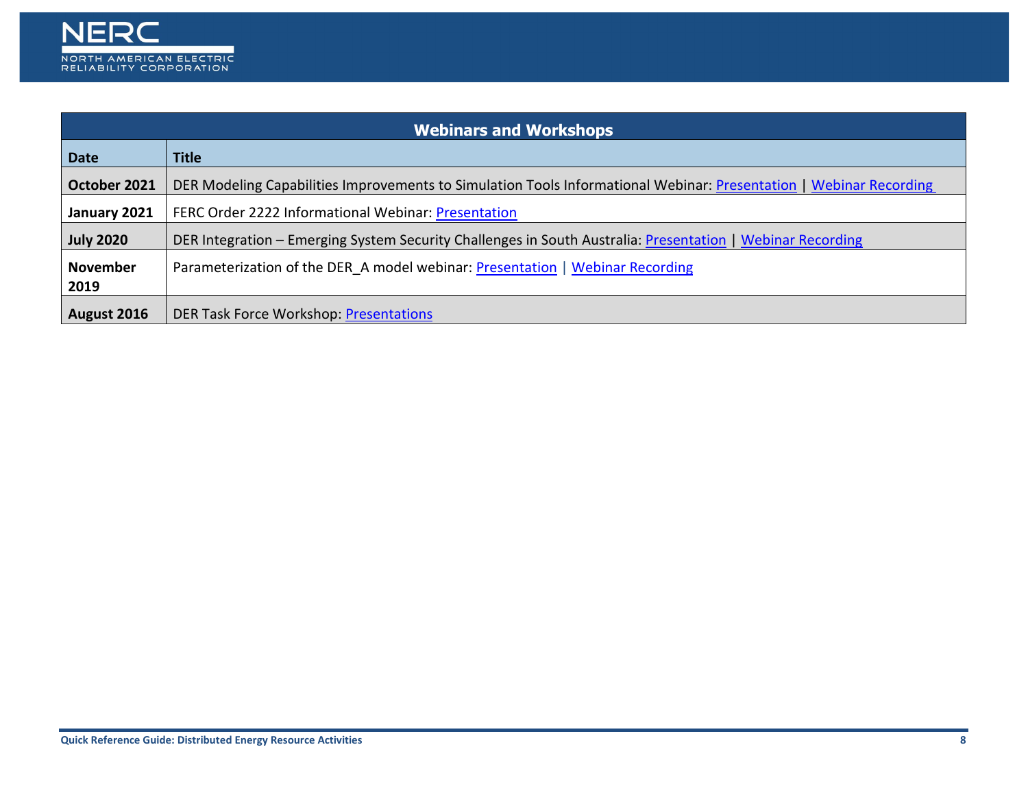| Webinars and Workshops | |
|---|---|
| **Date** | **Title** |
| **October 2021** | DER Modeling Capabilities Improvements to Simulation Tools Informational Webinar: Presentation \| Webinar Recording |
| **January 2021** | FERC Order 2222 Informational Webinar: Presentation |
| **July 2020** | DER Integration – Emerging System Security Challenges in South Australia: Presentation \| Webinar Recording |
| **November 2019** | Parameterization of the DER_A model webinar: Presentation \| Webinar Recording |
| **August 2016** | DER Task Force Workshop: Presentations |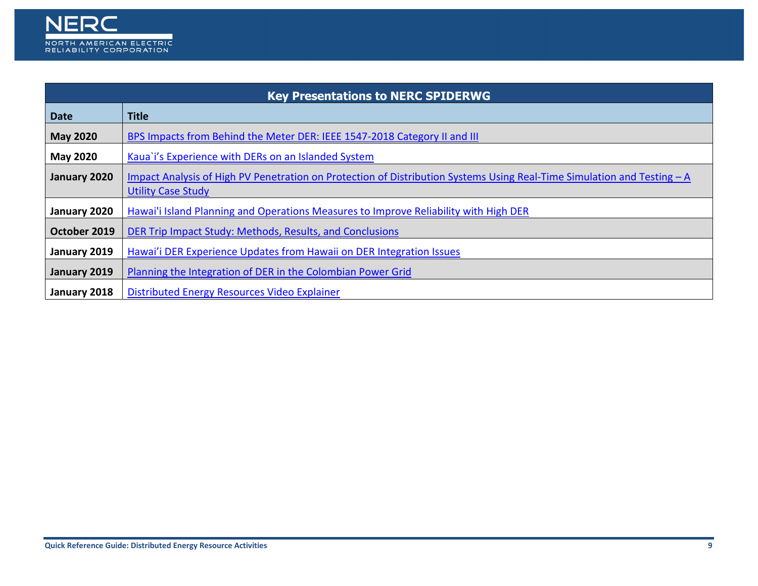| Key Presentations to NERC SPIDERWG | |
|---|---|
| **Date** | **Title** |
| **May 2020** | BPS Impacts from Behind the Meter DER: IEEE 1547-2018 Category II and III |
| **May 2020** | Kaua`i's Experience with DERs on an Islanded System |
| **January 2020** | Impact Analysis of High PV Penetration on Protection of Distribution Systems Using Real-Time Simulation and Testing – A Utility Case Study |
| **January 2020** | Hawai'i Island Planning and Operations Measures to Improve Reliability with High DER |
| **October 2019** | DER Trip Impact Study: Methods, Results, and Conclusions |
| **January 2019** | Hawai'i DER Experience Updates from Hawaii on DER Integration Issues |
| **January 2019** | Planning the Integration of DER in the Colombian Power Grid |
| **January 2018** | Distributed Energy Resources Video Explainer |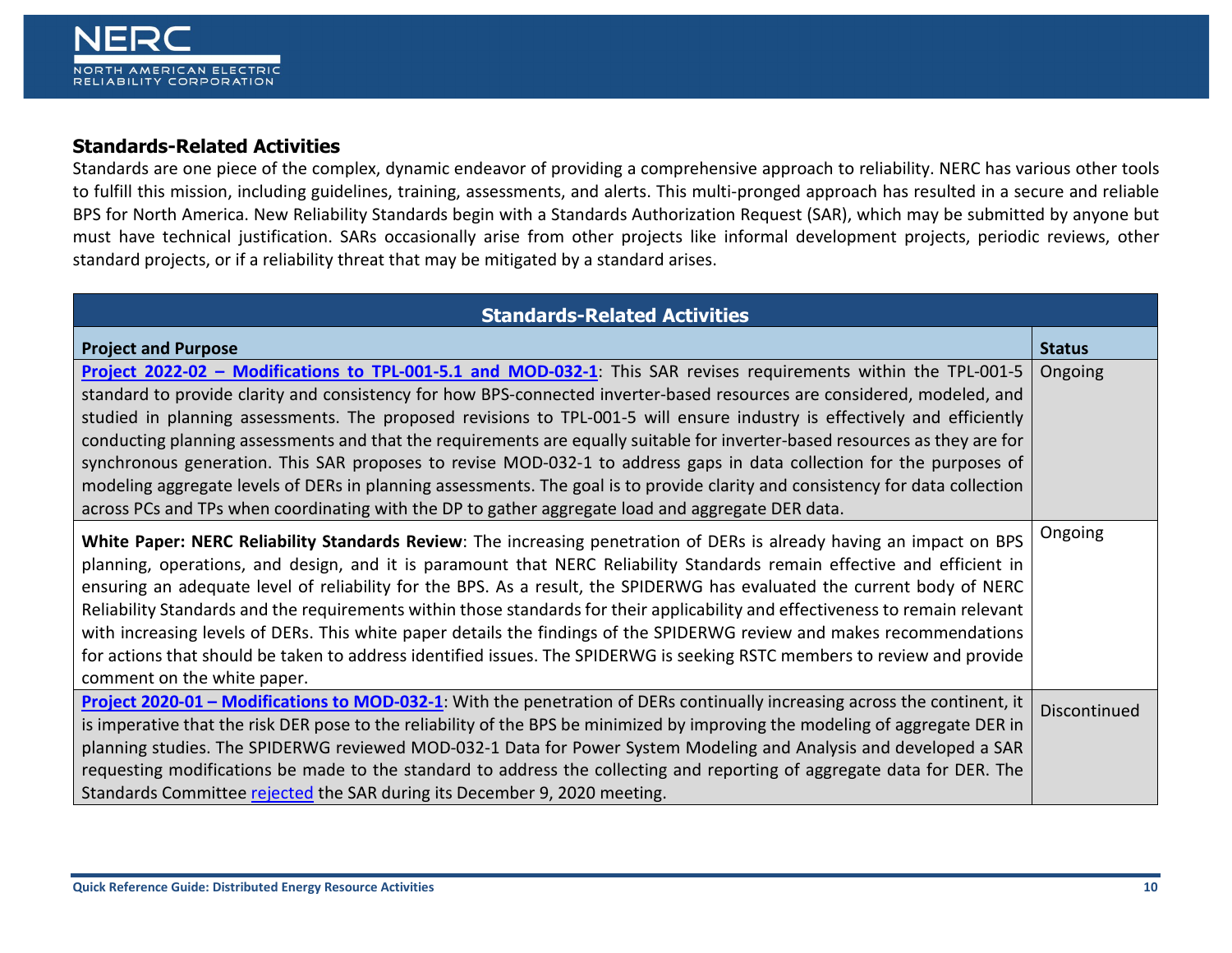## Standards-Related Activities

Standards are one piece of the complex, dynamic endeavor of providing a comprehensive approach to reliability. NERC has various other tools to fulfill this mission, including guidelines, training, assessments, and alerts. This multi-pronged approach has resulted in a secure and reliable BPS for North America. New Reliability Standards begin with a Standards Authorization Request (SAR), which may be submitted by anyone but must have technical justification. SARs occasionally arise from other projects like informal development projects, periodic reviews, other standard projects, or if a reliability threat that may be mitigated by a standard arises.

| Standards-Related Activities | |
|---|---|
| **Project and Purpose** | **Status** |
| **Project 2022-02 – Modifications to TPL-001-5.1 and MOD-032-1**: This SAR revises requirements within the TPL-001-5 standard to provide clarity and consistency for how BPS-connected inverter-based resources are considered, modeled, and studied in planning assessments. The proposed revisions to TPL-001-5 will ensure industry is effectively and efficiently conducting planning assessments and that the requirements are equally suitable for inverter-based resources as they are for synchronous generation. This SAR proposes to revise MOD-032-1 to address gaps in data collection for the purposes of modeling aggregate levels of DERs in planning assessments. The goal is to provide clarity and consistency for data collection across PCs and TPs when coordinating with the DP to gather aggregate load and aggregate DER data. | Ongoing |
| **White Paper: NERC Reliability Standards Review**: The increasing penetration of DERs is already having an impact on BPS planning, operations, and design, and it is paramount that NERC Reliability Standards remain effective and efficient in ensuring an adequate level of reliability for the BPS. As a result, the SPIDERWG has evaluated the current body of NERC Reliability Standards and the requirements within those standards for their applicability and effectiveness to remain relevant with increasing levels of DERs. This white paper details the findings of the SPIDERWG review and makes recommendations for actions that should be taken to address identified issues. The SPIDERWG is seeking RSTC members to review and provide comment on the white paper. | Ongoing |
| **Project 2020-01 – Modifications to MOD-032-1**: With the penetration of DERs continually increasing across the continent, it is imperative that the risk DER pose to the reliability of the BPS be minimized by improving the modeling of aggregate DER in planning studies. The SPIDERWG reviewed MOD-032-1 Data for Power System Modeling and Analysis and developed a SAR requesting modifications be made to the standard to address the collecting and reporting of aggregate data for DER. The Standards Committee rejected the SAR during its December 9, 2020 meeting. | Discontinued |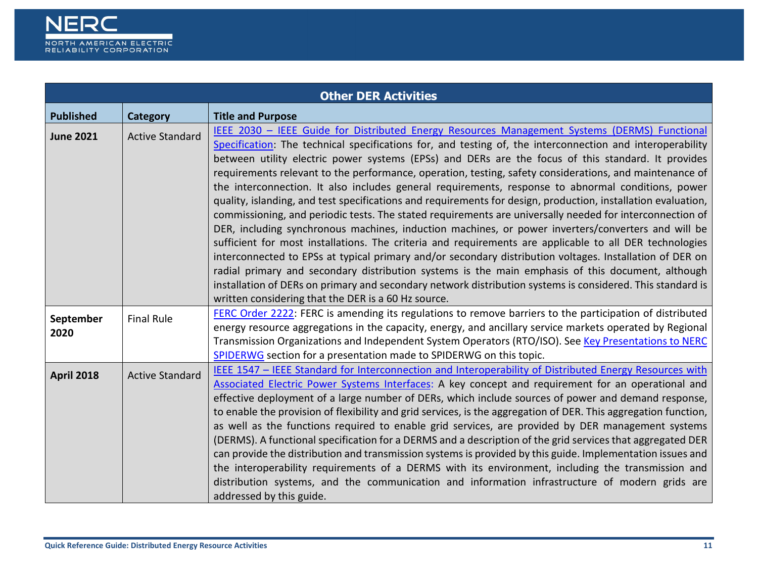| Other DER Activities | | |
|---|---|---|
| **Published** | **Category** | **Title and Purpose** |
| **June 2021** | Active Standard | IEEE 2030 – IEEE Guide for Distributed Energy Resources Management Systems (DERMS) Functional Specification: The technical specifications for, and testing of, the interconnection and interoperability between utility electric power systems (EPSs) and DERs are the focus of this standard. It provides requirements relevant to the performance, operation, testing, safety considerations, and maintenance of the interconnection. It also includes general requirements, response to abnormal conditions, power quality, islanding, and test specifications and requirements for design, production, installation evaluation, commissioning, and periodic tests. The stated requirements are universally needed for interconnection of DER, including synchronous machines, induction machines, or power inverters/converters and will be sufficient for most installations. The criteria and requirements are applicable to all DER technologies interconnected to EPSs at typical primary and/or secondary distribution voltages. Installation of DER on radial primary and secondary distribution systems is the main emphasis of this document, although installation of DERs on primary and secondary network distribution systems is considered. This standard is written considering that the DER is a 60 Hz source. |
| **September 2020** | Final Rule | FERC Order 2222: FERC is amending its regulations to remove barriers to the participation of distributed energy resource aggregations in the capacity, energy, and ancillary service markets operated by Regional Transmission Organizations and Independent System Operators (RTO/ISO). See Key Presentations to NERC SPIDERWG section for a presentation made to SPIDERWG on this topic. |
| **April 2018** | Active Standard | IEEE 1547 – IEEE Standard for Interconnection and Interoperability of Distributed Energy Resources with Associated Electric Power Systems Interfaces: A key concept and requirement for an operational and effective deployment of a large number of DERs, which include sources of power and demand response, to enable the provision of flexibility and grid services, is the aggregation of DER. This aggregation function, as well as the functions required to enable grid services, are provided by DER management systems (DERMS). A functional specification for a DERMS and a description of the grid services that aggregated DER can provide the distribution and transmission systems is provided by this guide. Implementation issues and the interoperability requirements of a DERMS with its environment, including the transmission and distribution systems, and the communication and information infrastructure of modern grids are addressed by this guide. |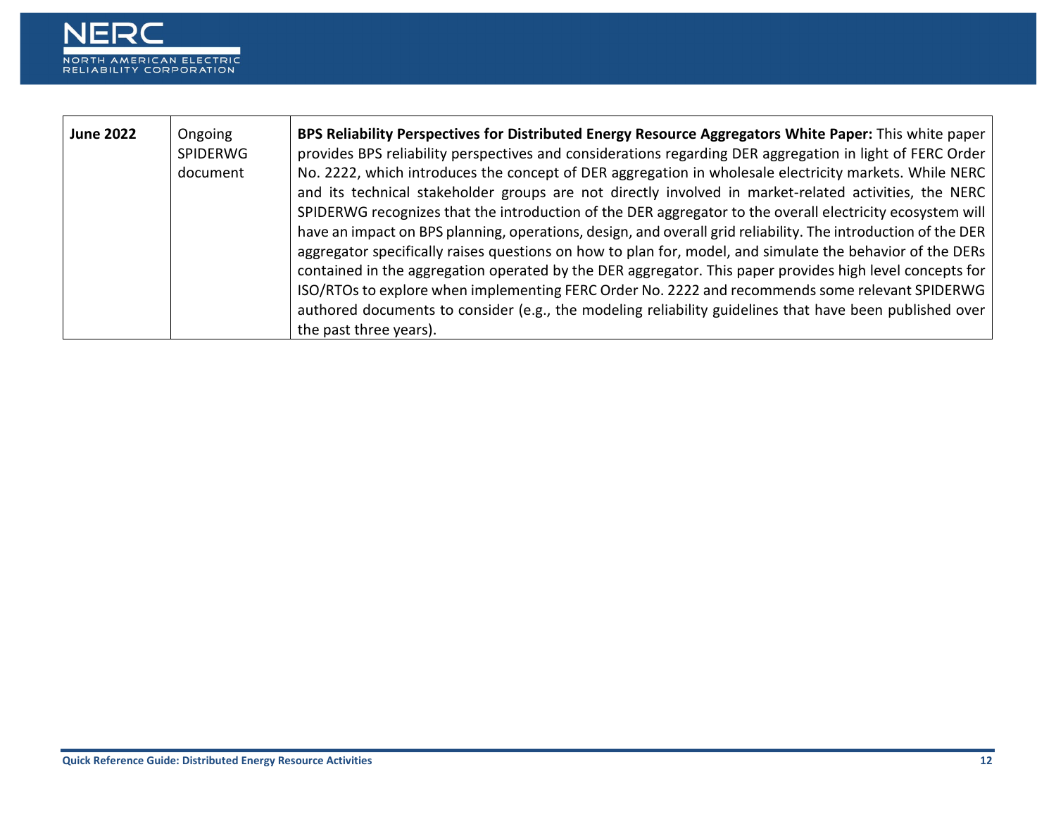| | | |
|---|---|---|
| **June 2022** | Ongoing SPIDERWG document | **BPS Reliability Perspectives for Distributed Energy Resource Aggregators White Paper:** This white paper provides BPS reliability perspectives and considerations regarding DER aggregation in light of FERC Order No. 2222, which introduces the concept of DER aggregation in wholesale electricity markets. While NERC and its technical stakeholder groups are not directly involved in market-related activities, the NERC SPIDERWG recognizes that the introduction of the DER aggregator to the overall electricity ecosystem will have an impact on BPS planning, operations, design, and overall grid reliability. The introduction of the DER aggregator specifically raises questions on how to plan for, model, and simulate the behavior of the DERs contained in the aggregation operated by the DER aggregator. This paper provides high level concepts for ISO/RTOs to explore when implementing FERC Order No. 2222 and recommends some relevant SPIDERWG authored documents to consider (e.g., the modeling reliability guidelines that have been published over the past three years). |